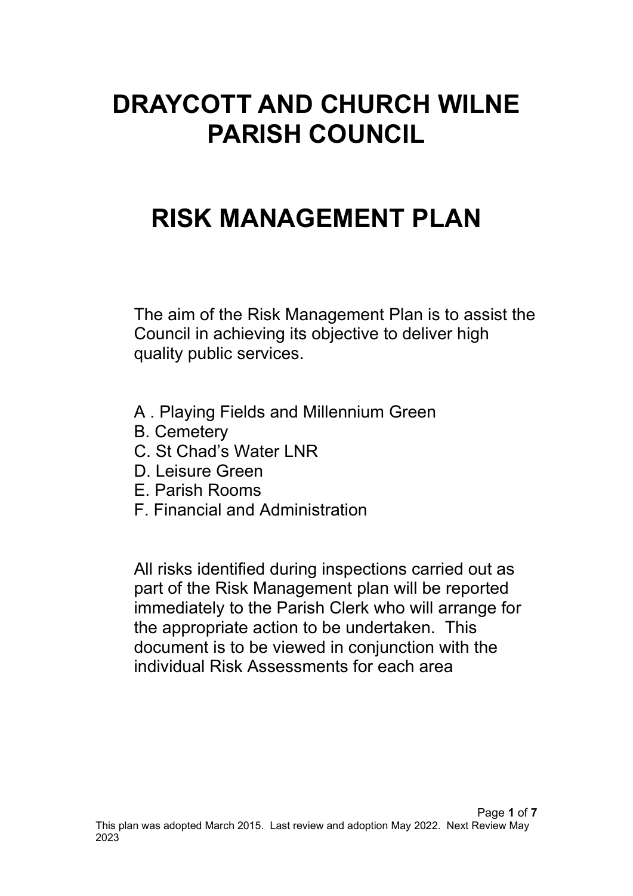# DRAYCOTT AND CHURCH WILNE PARISH COUNCIL

# RISK MANAGEMENT PLAN

The aim of the Risk Management Plan is to assist the Council in achieving its objective to deliver high quality public services.

A . Playing Fields and Millennium Green
B. Cemetery
C. St Chad's Water LNR
D. Leisure Green
E. Parish Rooms
F. Financial and Administration

All risks identified during inspections carried out as part of the Risk Management plan will be reported immediately to the Parish Clerk who will arrange for the appropriate action to be undertaken. This document is to be viewed in conjunction with the individual Risk Assessments for each area

This plan was adopted March 2015. Last review and adoption May 2022. Next Review May 2023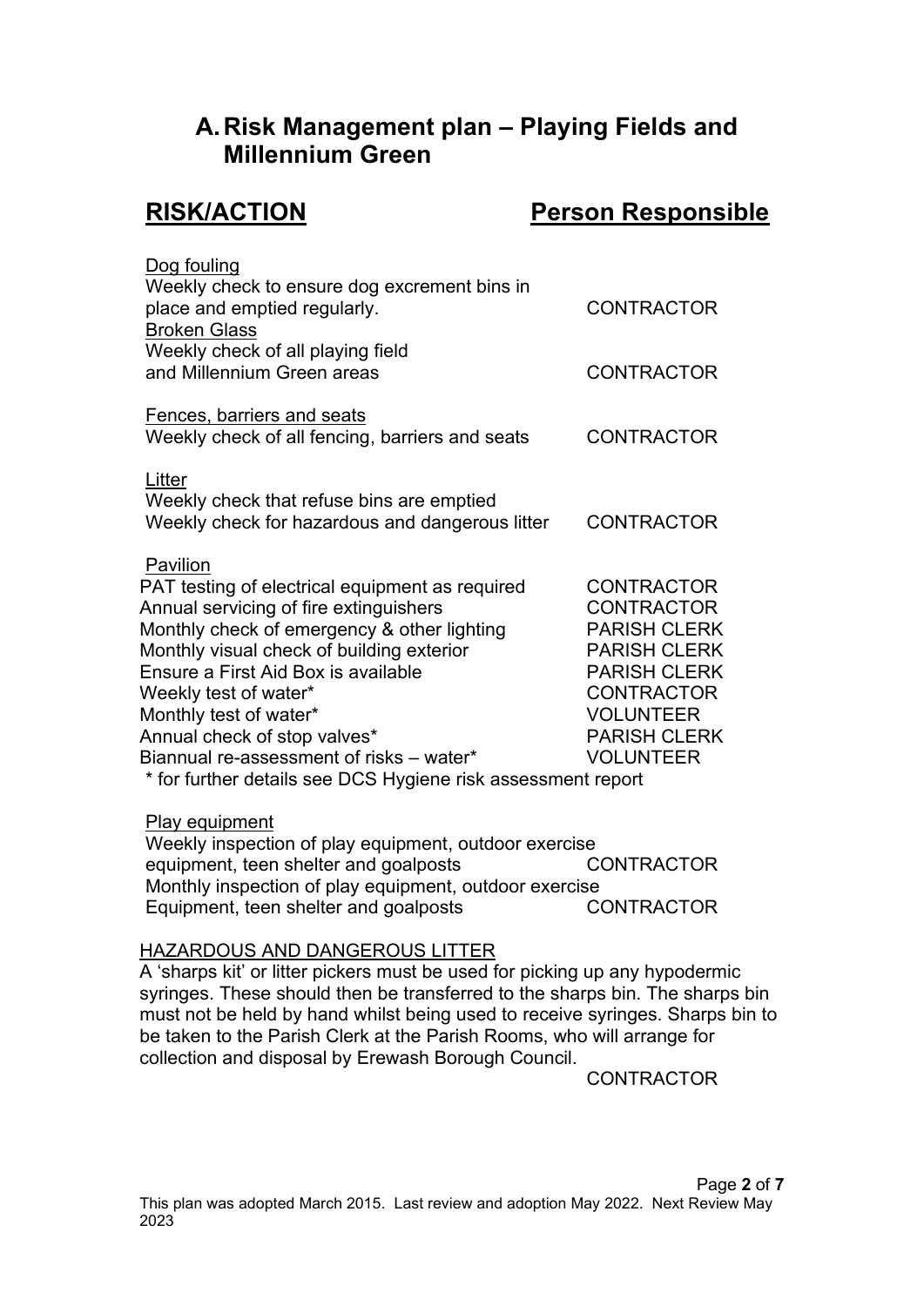## A. Risk Management plan – Playing Fields and Millennium Green

| RISK/ACTION | Person Responsible |
|---|---|
| Dog fouling | |
| Weekly check to ensure dog excrement bins in place and emptied regularly. | CONTRACTOR |
| Broken Glass | |
| Weekly check of all playing field and Millennium Green areas | CONTRACTOR |
| Fences, barriers and seats | |
| Weekly check of all fencing, barriers and seats | CONTRACTOR |
| Litter | |
| Weekly check that refuse bins are emptied<br>Weekly check for hazardous and dangerous litter | CONTRACTOR |
| Pavilion | |
| PAT testing of electrical equipment as required | CONTRACTOR |
| Annual servicing of fire extinguishers | CONTRACTOR |
| Monthly check of emergency & other lighting | PARISH CLERK |
| Monthly visual check of building exterior | PARISH CLERK |
| Ensure a First Aid Box is available | PARISH CLERK |
| Weekly test of water* | CONTRACTOR |
| Monthly test of water* | VOLUNTEER |
| Annual check of stop valves* | PARISH CLERK |
| Biannual re-assessment of risks – water* | VOLUNTEER |
| * for further details see DCS Hygiene risk assessment report | |
| Play equipment | |
| Weekly inspection of play equipment, outdoor exercise equipment, teen shelter and goalposts | CONTRACTOR |
| Monthly inspection of play equipment, outdoor exercise Equipment, teen shelter and goalposts | CONTRACTOR |

HAZARDOUS AND DANGEROUS LITTER

A 'sharps kit' or litter pickers must be used for picking up any hypodermic syringes. These should then be transferred to the sharps bin. The sharps bin must not be held by hand whilst being used to receive syringes. Sharps bin to be taken to the Parish Clerk at the Parish Rooms, who will arrange for collection and disposal by Erewash Borough Council.

CONTRACTOR

This plan was adopted March 2015. Last review and adoption May 2022. Next Review May 2023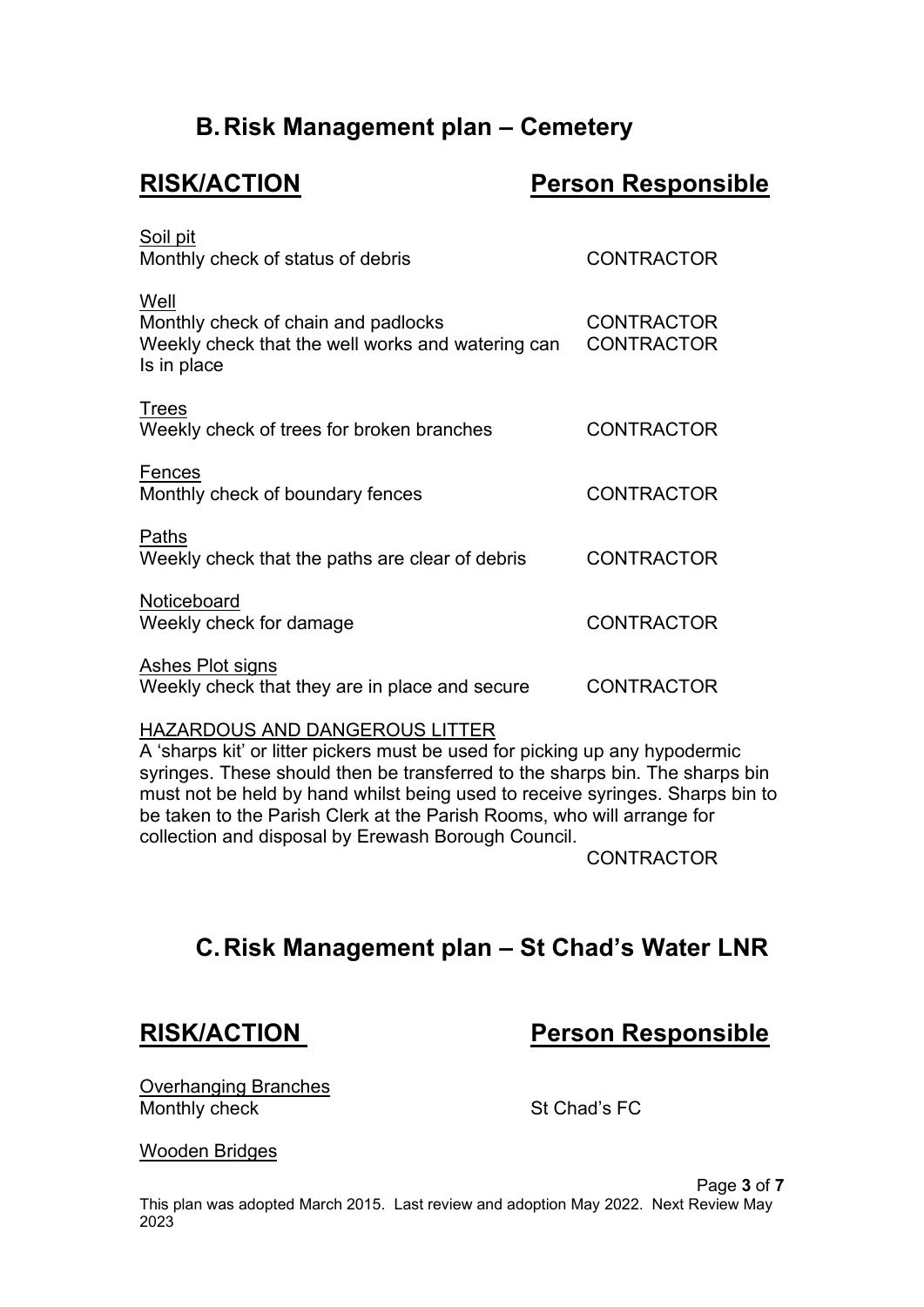## B. Risk Management plan – Cemetery

| RISK/ACTION | Person Responsible |
|---|---|
| Soil pit<br>Monthly check of status of debris | CONTRACTOR |
| Well<br>Monthly check of chain and padlocks | CONTRACTOR |
| Weekly check that the well works and watering can Is in place | CONTRACTOR |
| Trees<br>Weekly check of trees for broken branches | CONTRACTOR |
| Fences<br>Monthly check of boundary fences | CONTRACTOR |
| Paths<br>Weekly check that the paths are clear of debris | CONTRACTOR |
| Noticeboard<br>Weekly check for damage | CONTRACTOR |
| Ashes Plot signs<br>Weekly check that they are in place and secure | CONTRACTOR |

HAZARDOUS AND DANGEROUS LITTER

A 'sharps kit' or litter pickers must be used for picking up any hypodermic syringes. These should then be transferred to the sharps bin. The sharps bin must not be held by hand whilst being used to receive syringes. Sharps bin to be taken to the Parish Clerk at the Parish Rooms, who will arrange for collection and disposal by Erewash Borough Council.

CONTRACTOR

## C. Risk Management plan – St Chad's Water LNR

| RISK/ACTION | Person Responsible |
|---|---|
| Overhanging Branches<br>Monthly check | St Chad's FC |
| Wooden Bridges | |

This plan was adopted March 2015. Last review and adoption May 2022. Next Review May 2023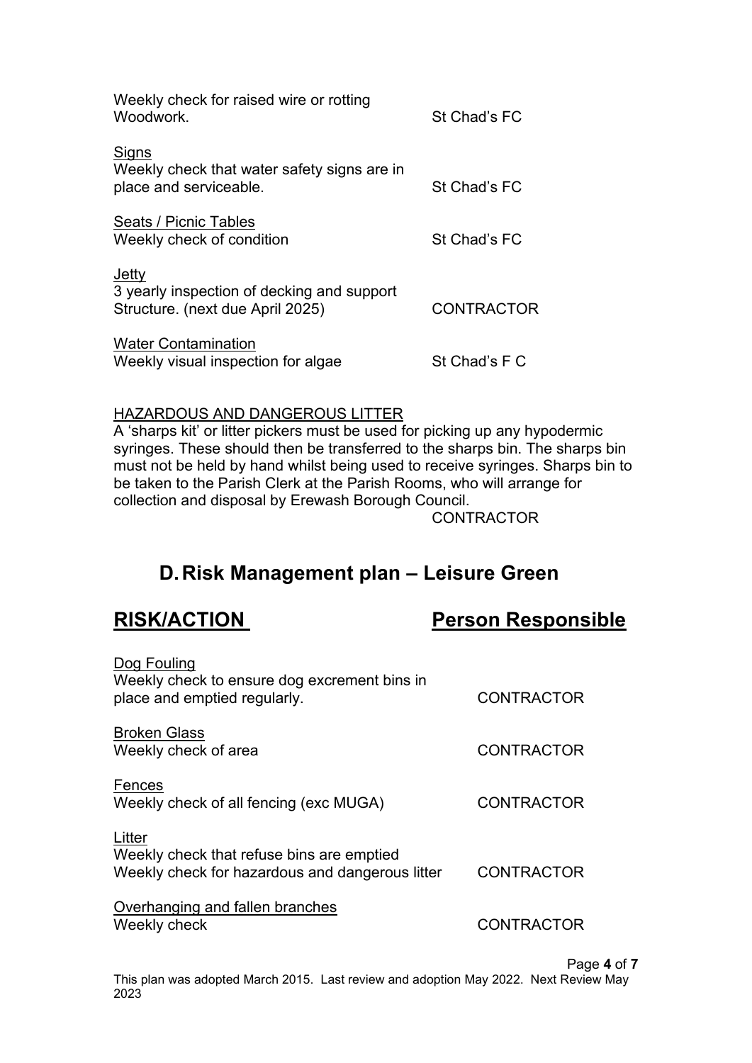| | |
|---|---|
| Weekly check for raised wire or rotting Woodwork. | St Chad's FC |
| <u>Signs</u><br>Weekly check that water safety signs are in place and serviceable. | St Chad's FC |
| <u>Seats / Picnic Tables</u><br>Weekly check of condition | St Chad's FC |
| <u>Jetty</u><br>3 yearly inspection of decking and support Structure. (next due April 2025) | CONTRACTOR |
| <u>Water Contamination</u><br>Weekly visual inspection for algae | St Chad's F C |

<u>HAZARDOUS AND DANGEROUS LITTER</u>

A 'sharps kit' or litter pickers must be used for picking up any hypodermic syringes. These should then be transferred to the sharps bin. The sharps bin must not be held by hand whilst being used to receive syringes. Sharps bin to be taken to the Parish Clerk at the Parish Rooms, who will arrange for collection and disposal by Erewash Borough Council.

CONTRACTOR

## D. Risk Management plan – Leisure Green

| **RISK/ACTION** | **Person Responsible** |
|---|---|
| <u>Dog Fouling</u><br>Weekly check to ensure dog excrement bins in place and emptied regularly. | CONTRACTOR |
| <u>Broken Glass</u><br>Weekly check of area | CONTRACTOR |
| <u>Fences</u><br>Weekly check of all fencing (exc MUGA) | CONTRACTOR |
| <u>Litter</u><br>Weekly check that refuse bins are emptied<br>Weekly check for hazardous and dangerous litter | CONTRACTOR |
| <u>Overhanging and fallen branches</u><br>Weekly check | CONTRACTOR |

This plan was adopted March 2015. Last review and adoption May 2022. Next Review May 2023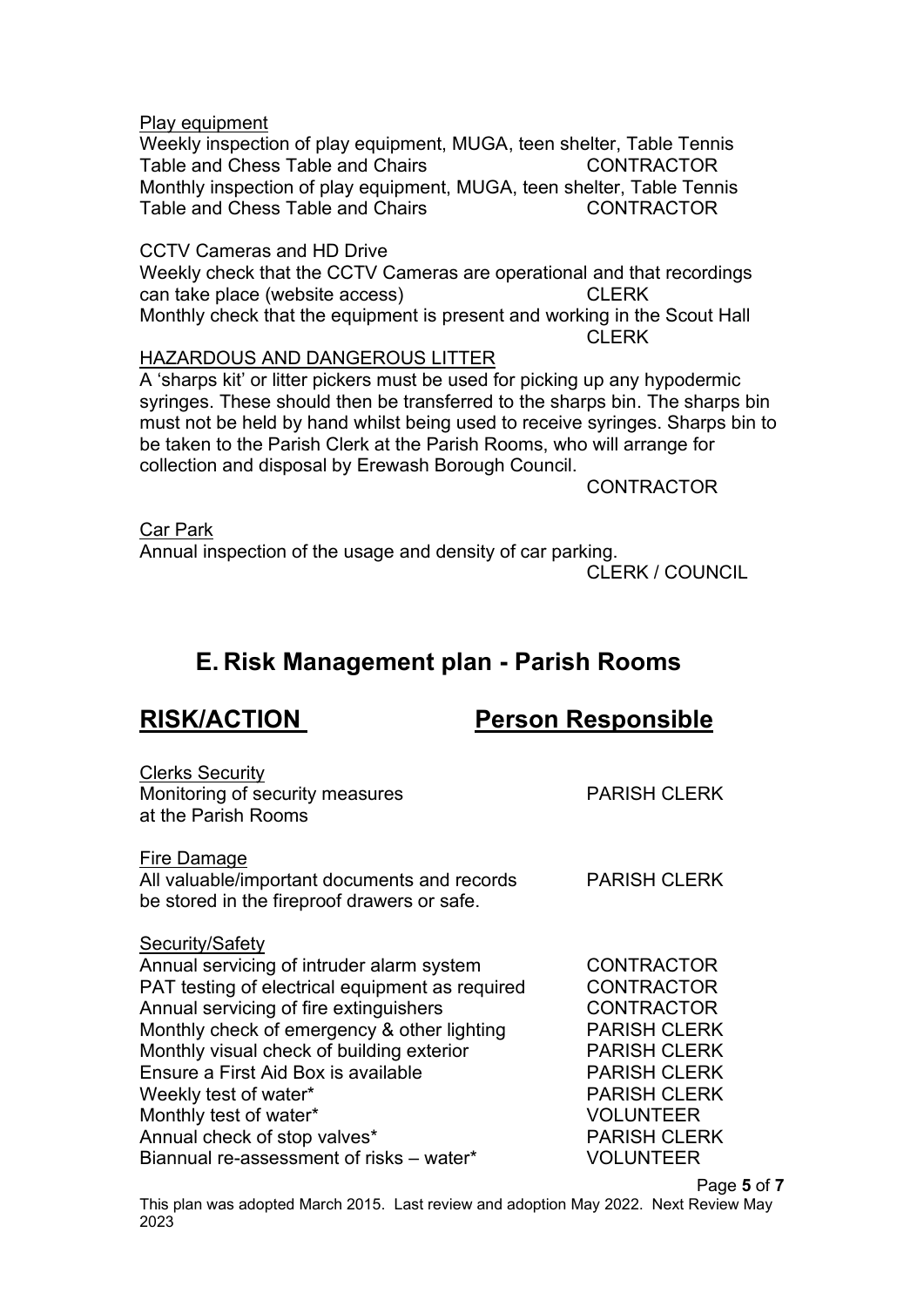Play equipment
Weekly inspection of play equipment, MUGA, teen shelter, Table Tennis Table and Chess Table and Chairs CONTRACTOR
Monthly inspection of play equipment, MUGA, teen shelter, Table Tennis Table and Chess Table and Chairs CONTRACTOR

CCTV Cameras and HD Drive
Weekly check that the CCTV Cameras are operational and that recordings can take place (website access) CLERK
Monthly check that the equipment is present and working in the Scout Hall CLERK

HAZARDOUS AND DANGEROUS LITTER
A 'sharps kit' or litter pickers must be used for picking up any hypodermic syringes. These should then be transferred to the sharps bin. The sharps bin must not be held by hand whilst being used to receive syringes. Sharps bin to be taken to the Parish Clerk at the Parish Rooms, who will arrange for collection and disposal by Erewash Borough Council.
CONTRACTOR

Car Park
Annual inspection of the usage and density of car parking.
CLERK / COUNCIL

# E. Risk Management plan - Parish Rooms

| RISK/ACTION | Person Responsible |
|---|---|
| Clerks Security | |
| Monitoring of security measures at the Parish Rooms | PARISH CLERK |
| Fire Damage | |
| All valuable/important documents and records be stored in the fireproof drawers or safe. | PARISH CLERK |
| Security/Safety | |
| Annual servicing of intruder alarm system | CONTRACTOR |
| PAT testing of electrical equipment as required | CONTRACTOR |
| Annual servicing of fire extinguishers | CONTRACTOR |
| Monthly check of emergency & other lighting | PARISH CLERK |
| Monthly visual check of building exterior | PARISH CLERK |
| Ensure a First Aid Box is available | PARISH CLERK |
| Weekly test of water* | PARISH CLERK |
| Monthly test of water* | VOLUNTEER |
| Annual check of stop valves* | PARISH CLERK |
| Biannual re-assessment of risks – water* | VOLUNTEER |

This plan was adopted March 2015. Last review and adoption May 2022. Next Review May 2023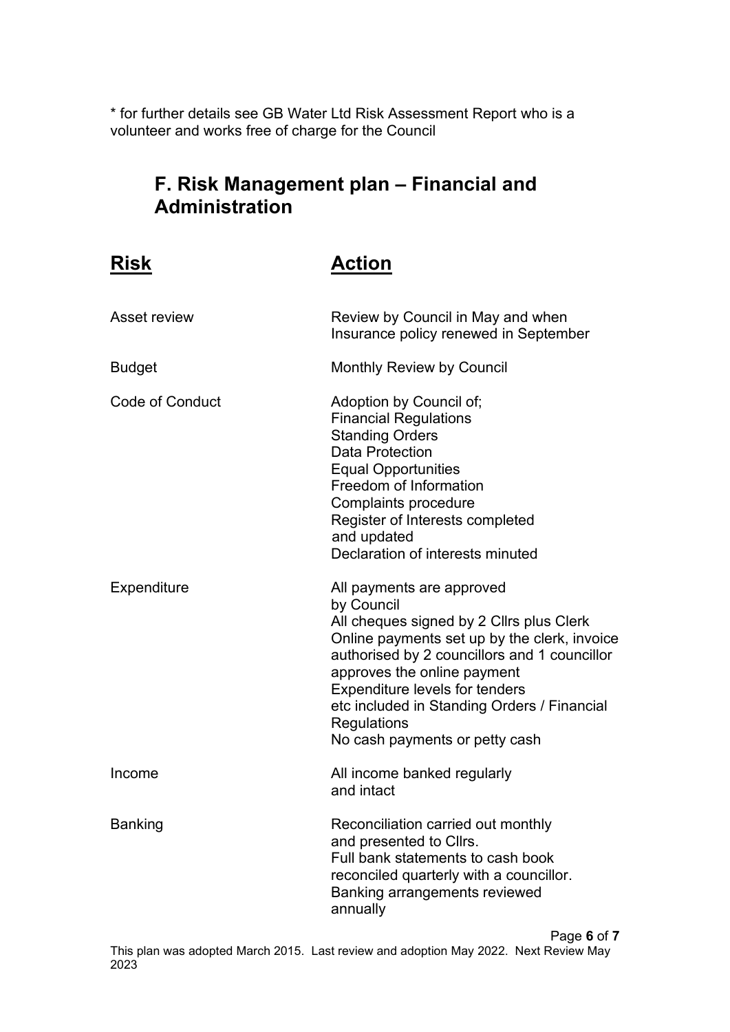* for further details see GB Water Ltd Risk Assessment Report who is a volunteer and works free of charge for the Council

## F. Risk Management plan – Financial and Administration

| **Risk** | **Action** |
| --- | --- |
| Asset review | Review by Council in May and when Insurance policy renewed in September |
| Budget | Monthly Review by Council |
| Code of Conduct | Adoption by Council of;<br>Financial Regulations<br>Standing Orders<br>Data Protection<br>Equal Opportunities<br>Freedom of Information<br>Complaints procedure<br>Register of Interests completed and updated<br>Declaration of interests minuted |
| Expenditure | All payments are approved by Council<br>All cheques signed by 2 Cllrs plus Clerk<br>Online payments set up by the clerk, invoice authorised by 2 councillors and 1 councillor approves the online payment<br>Expenditure levels for tenders etc included in Standing Orders / Financial Regulations<br>No cash payments or petty cash |
| Income | All income banked regularly and intact |
| Banking | Reconciliation carried out monthly and presented to Cllrs.<br>Full bank statements to cash book reconciled quarterly with a councillor.<br>Banking arrangements reviewed annually |

This plan was adopted March 2015. Last review and adoption May 2022. Next Review May 2023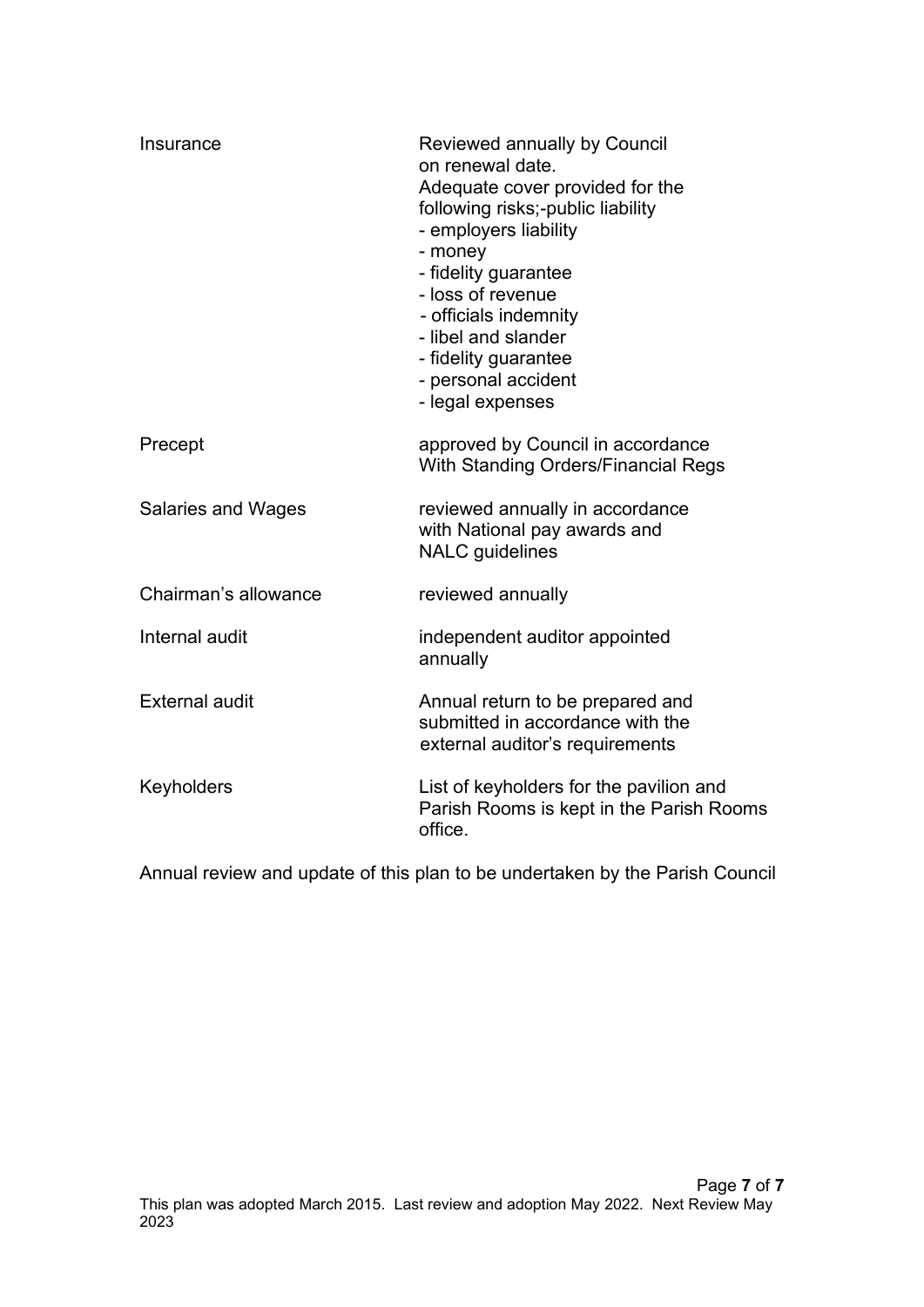| | |
|---|---|
| Insurance | Reviewed annually by Council on renewal date.<br>Adequate cover provided for the following risks;-public liability<br>- employers liability<br>- money<br>- fidelity guarantee<br>- loss of revenue<br>- officials indemnity<br>- libel and slander<br>- fidelity guarantee<br>- personal accident<br>- legal expenses |
| Precept | approved by Council in accordance With Standing Orders/Financial Regs |
| Salaries and Wages | reviewed annually in accordance with National pay awards and NALC guidelines |
| Chairman's allowance | reviewed annually |
| Internal audit | independent auditor appointed annually |
| External audit | Annual return to be prepared and submitted in accordance with the external auditor's requirements |
| Keyholders | List of keyholders for the pavilion and Parish Rooms is kept in the Parish Rooms office. |

Annual review and update of this plan to be undertaken by the Parish Council

This plan was adopted March 2015. Last review and adoption May 2022. Next Review May 2023